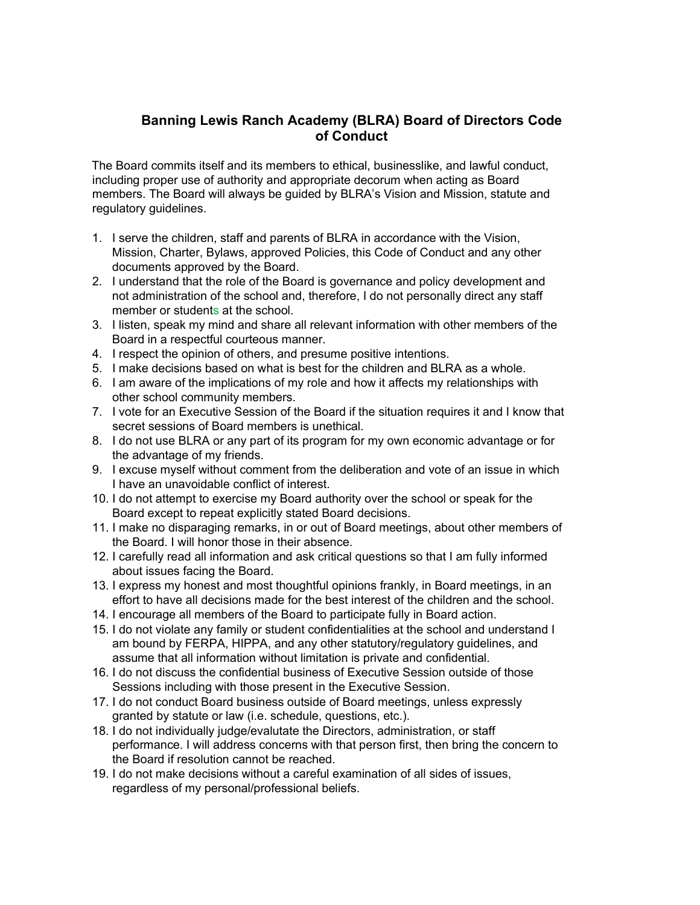# Banning Lewis Ranch Academy (BLRA) Board of Directors Code of Conduct

The Board commits itself and its members to ethical, businesslike, and lawful conduct, including proper use of authority and appropriate decorum when acting as Board members. The Board will always be guided by BLRA's Vision and Mission, statute and regulatory guidelines.

1. I serve the children, staff and parents of BLRA in accordance with the Vision, Mission, Charter, Bylaws, approved Policies, this Code of Conduct and any other documents approved by the Board.
2. I understand that the role of the Board is governance and policy development and not administration of the school and, therefore, I do not personally direct any staff member or students at the school.
3. I listen, speak my mind and share all relevant information with other members of the Board in a respectful courteous manner.
4. I respect the opinion of others, and presume positive intentions.
5. I make decisions based on what is best for the children and BLRA as a whole.
6. I am aware of the implications of my role and how it affects my relationships with other school community members.
7. I vote for an Executive Session of the Board if the situation requires it and I know that secret sessions of Board members is unethical.
8. I do not use BLRA or any part of its program for my own economic advantage or for the advantage of my friends.
9. I excuse myself without comment from the deliberation and vote of an issue in which I have an unavoidable conflict of interest.
10. I do not attempt to exercise my Board authority over the school or speak for the Board except to repeat explicitly stated Board decisions.
11. I make no disparaging remarks, in or out of Board meetings, about other members of the Board. I will honor those in their absence.
12. I carefully read all information and ask critical questions so that I am fully informed about issues facing the Board.
13. I express my honest and most thoughtful opinions frankly, in Board meetings, in an effort to have all decisions made for the best interest of the children and the school.
14. I encourage all members of the Board to participate fully in Board action.
15. I do not violate any family or student confidentialities at the school and understand I am bound by FERPA, HIPPA, and any other statutory/regulatory guidelines, and assume that all information without limitation is private and confidential.
16. I do not discuss the confidential business of Executive Session outside of those Sessions including with those present in the Executive Session.
17. I do not conduct Board business outside of Board meetings, unless expressly granted by statute or law (i.e. schedule, questions, etc.).
18. I do not individually judge/evalutate the Directors, administration, or staff performance. I will address concerns with that person first, then bring the concern to the Board if resolution cannot be reached.
19. I do not make decisions without a careful examination of all sides of issues, regardless of my personal/professional beliefs.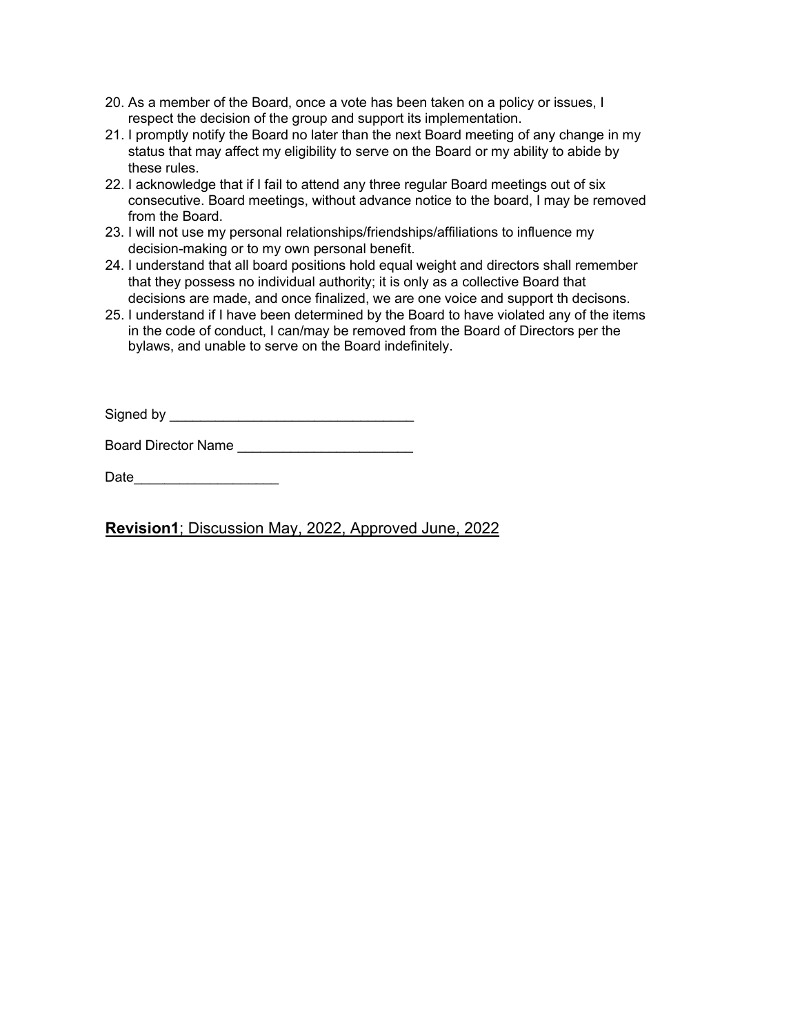20. As a member of the Board, once a vote has been taken on a policy or issues, I respect the decision of the group and support its implementation.
21. I promptly notify the Board no later than the next Board meeting of any change in my status that may affect my eligibility to serve on the Board or my ability to abide by these rules.
22. I acknowledge that if I fail to attend any three regular Board meetings out of six consecutive. Board meetings, without advance notice to the board, I may be removed from the Board.
23. I will not use my personal relationships/friendships/affiliations to influence my decision-making or to my own personal benefit.
24. I understand that all board positions hold equal weight and directors shall remember that they possess no individual authority; it is only as a collective Board that decisions are made, and once finalized, we are one voice and support th decisons.
25. I understand if I have been determined by the Board to have violated any of the items in the code of conduct, I can/may be removed from the Board of Directors per the bylaws, and unable to serve on the Board indefinitely.

Signed by ________________________________

Board Director Name ______________________

Date___________________

**Revision1**; Discussion May, 2022, Approved June, 2022